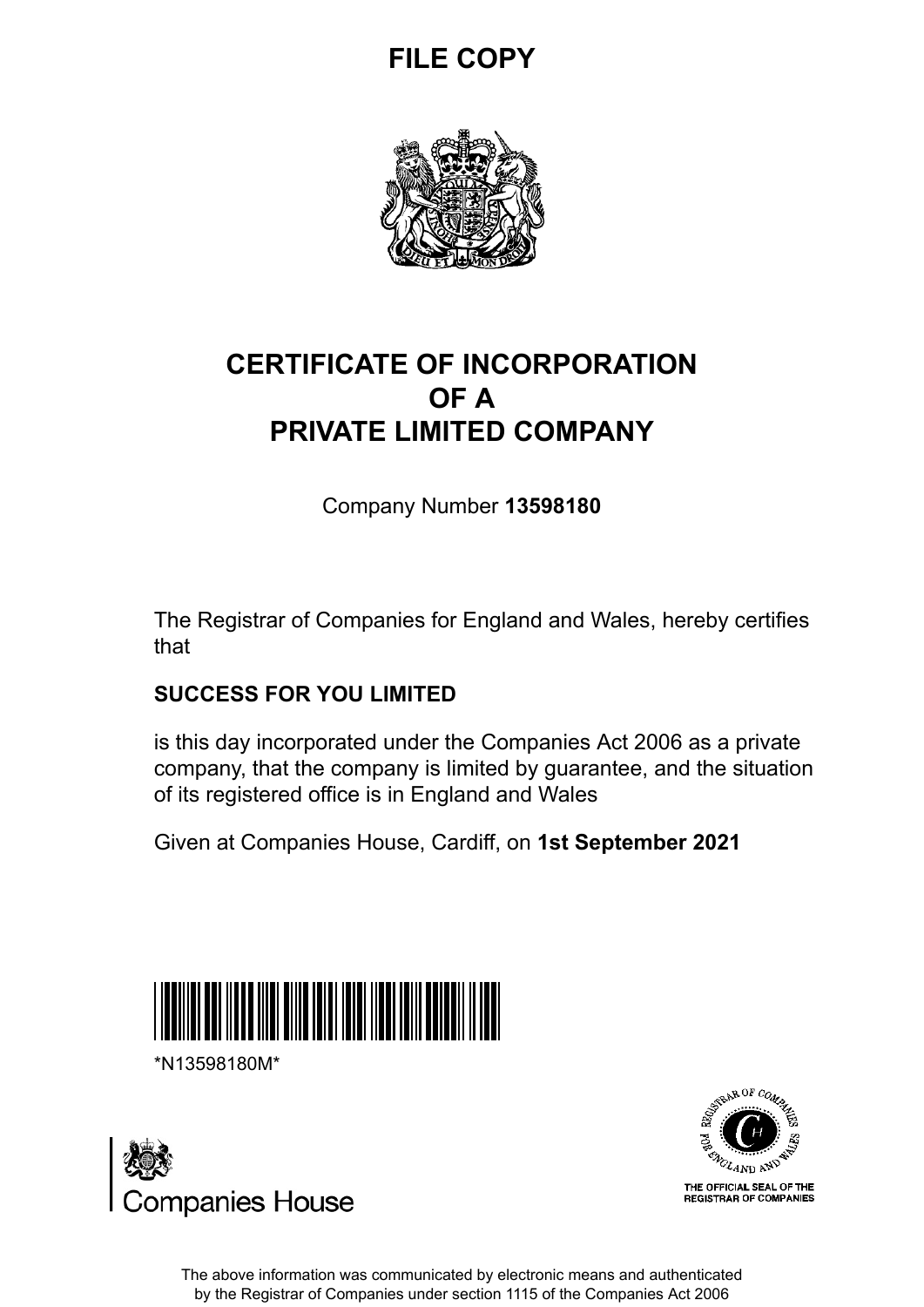**FILE COPY**

# CERTIFICATE OF INCORPORATION OF A PRIVATE LIMITED COMPANY

Company Number **13598180**

The Registrar of Companies for England and Wales, hereby certifies that

**SUCCESS FOR YOU LIMITED**

is this day incorporated under the Companies Act 2006 as a private company, that the company is limited by guarantee, and the situation of its registered office is in England and Wales

Given at Companies House, Cardiff, on **1st September 2021**

*N13598180M*

Companies House

THE OFFICIAL SEAL OF THE REGISTRAR OF COMPANIES

The above information was communicated by electronic means and authenticated by the Registrar of Companies under section 1115 of the Companies Act 2006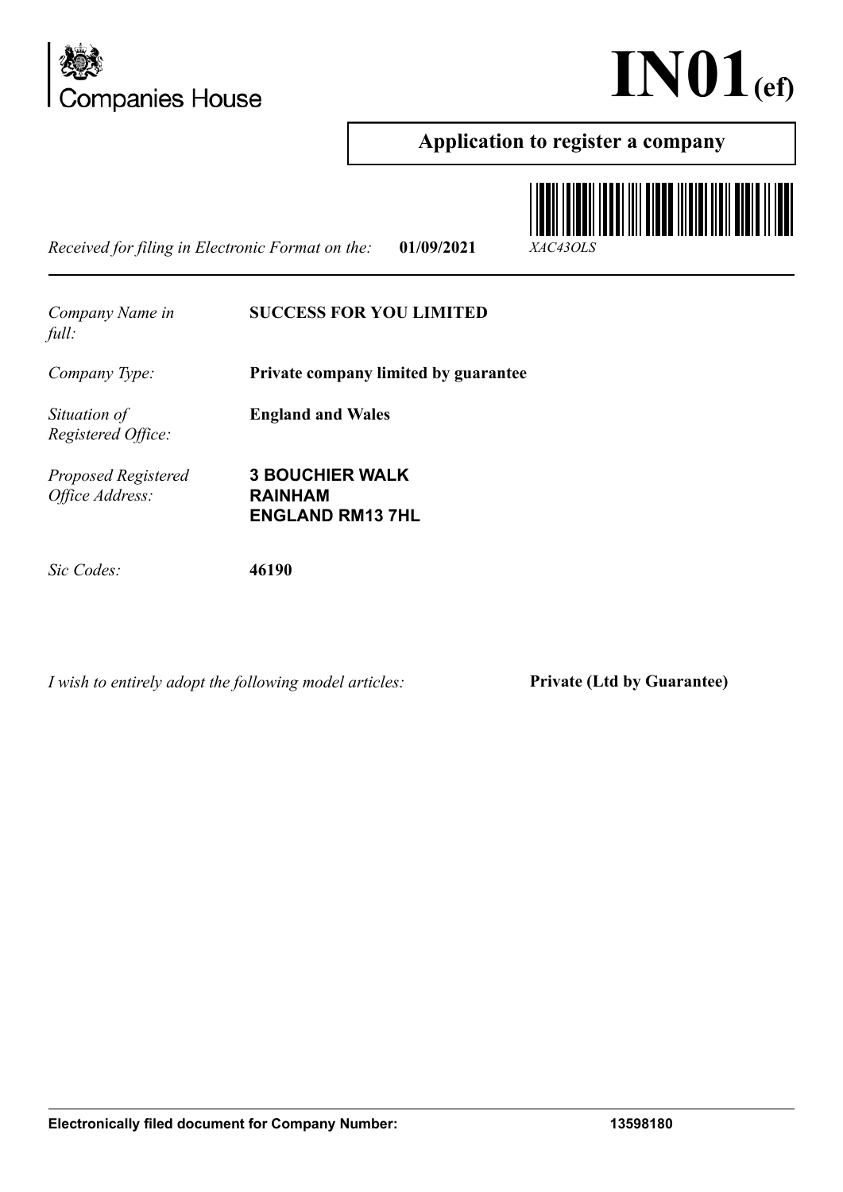Companies House

# IN01(ef)

## Application to register a company

*Received for filing in Electronic Format on the:* **01/09/2021** *XAC43OLS*

---

*Company Name in full:* **SUCCESS FOR YOU LIMITED**

*Company Type:* **Private company limited by guarantee**

*Situation of Registered Office:* **England and Wales**

*Proposed Registered Office Address:* **3 BOUCHIER WALK
RAINHAM
ENGLAND RM13 7HL**

*Sic Codes:* **46190**

*I wish to entirely adopt the following model articles:* **Private (Ltd by Guarantee)**

---

**Electronically filed document for Company Number: 13598180**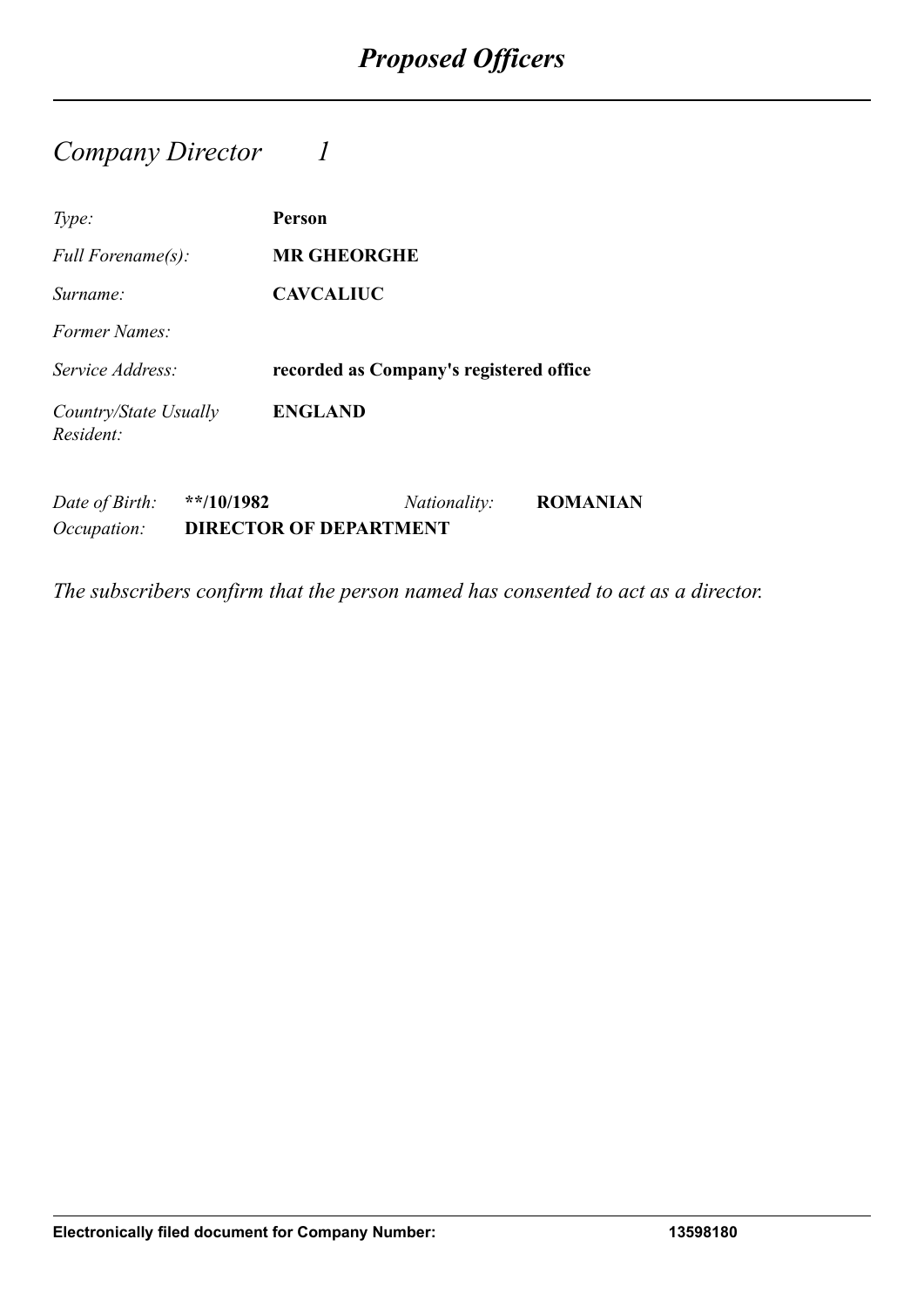# *Proposed Officers*

## *Company Director 1*

| | |
|---|---|
| *Type:* | **Person** |
| *Full Forename(s):* | **MR GHEORGHE** |
| *Surname:* | **CAVCALIUC** |
| *Former Names:* | |
| *Service Address:* | **recorded as Company's registered office** |
| *Country/State Usually Resident:* | **ENGLAND** |

*Date of Birth:* **\*\*/10/1982** *Nationality:* **ROMANIAN**
*Occupation:* **DIRECTOR OF DEPARTMENT**

*The subscribers confirm that the person named has consented to act as a director.*

**Electronically filed document for Company Number: 13598180**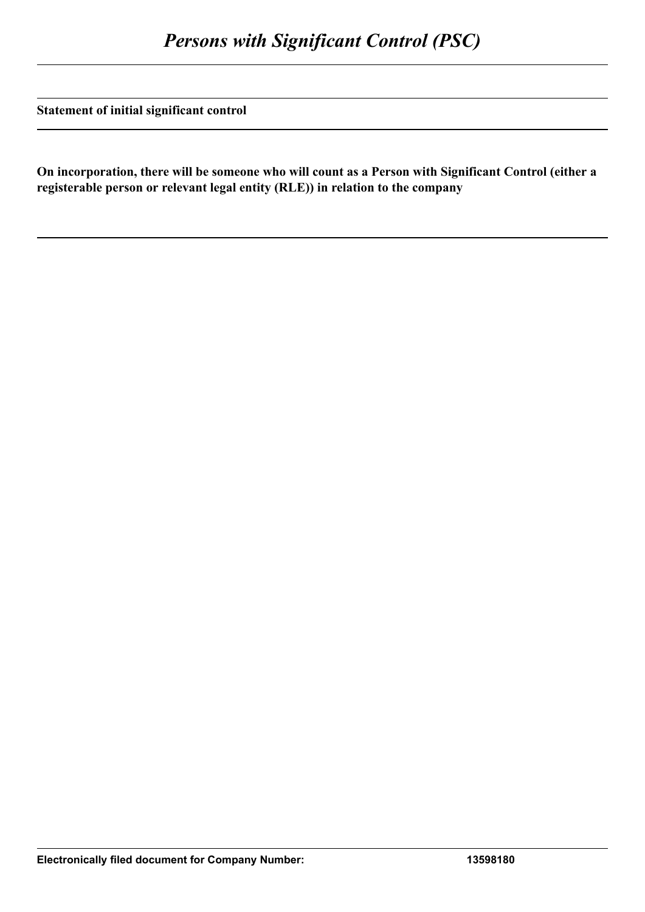# *Persons with Significant Control (PSC)*

**Statement of initial significant control**

**On incorporation, there will be someone who will count as a Person with Significant Control (either a registerable person or relevant legal entity (RLE)) in relation to the company**

**Electronically filed document for Company Number: 13598180**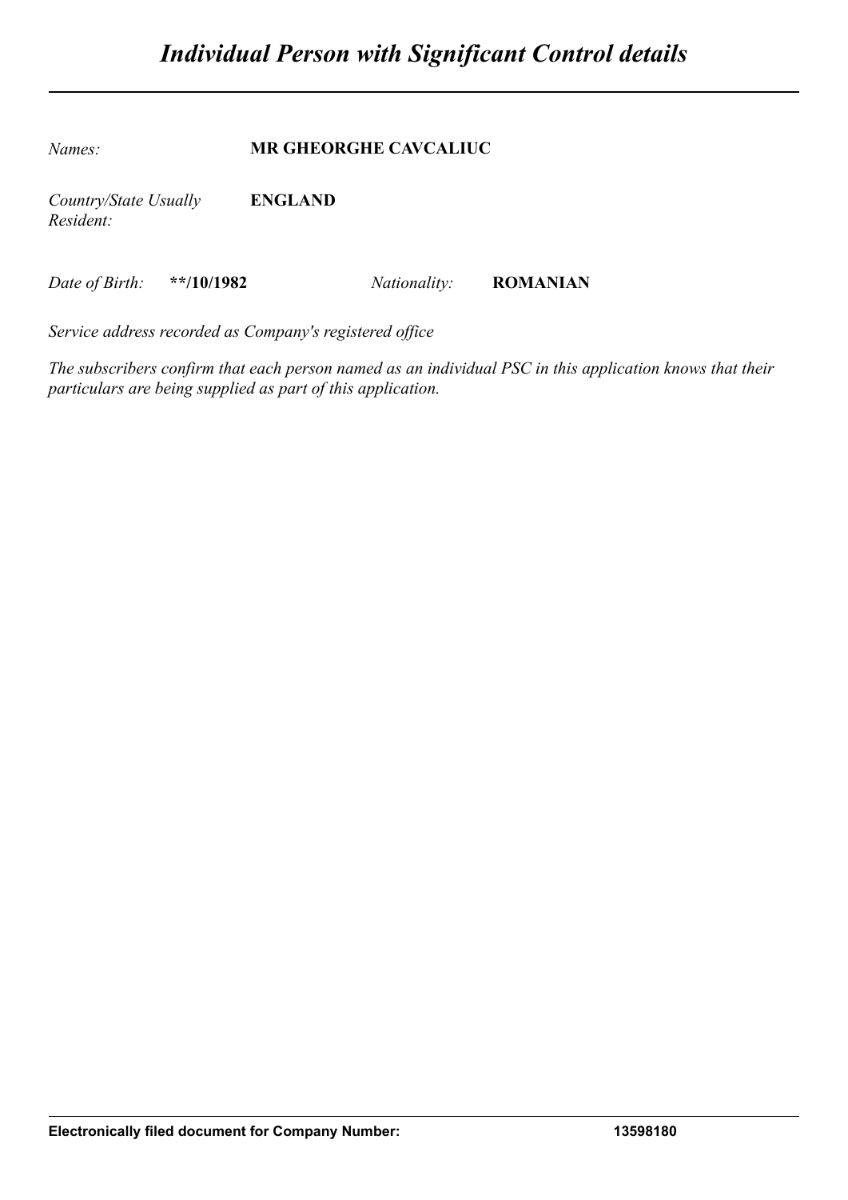# *Individual Person with Significant Control details*

*Names:* **MR GHEORGHE CAVCALIUC**

*Country/State Usually Resident:* **ENGLAND**

*Date of Birth:* **\*\*/10/1982** *Nationality:* **ROMANIAN**

*Service address recorded as Company's registered office*

*The subscribers confirm that each person named as an individual PSC in this application knows that their particulars are being supplied as part of this application.*

**Electronically filed document for Company Number: 13598180**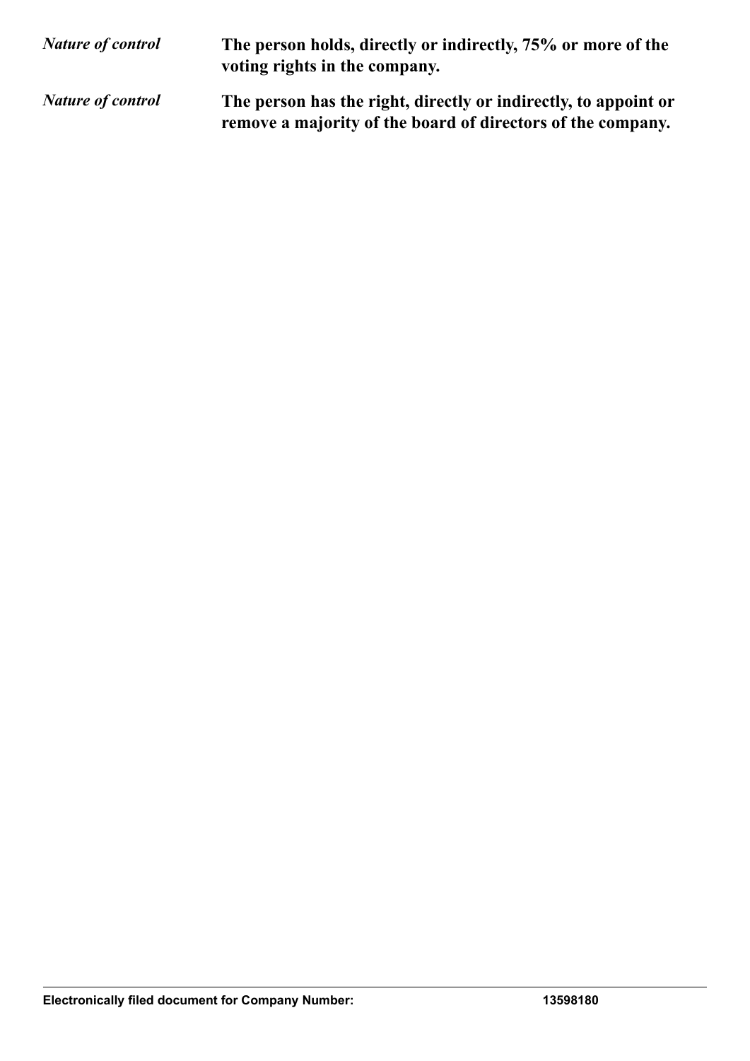| | |
|---|---|
| *Nature of control* | **The person holds, directly or indirectly, 75% or more of the voting rights in the company.** |
| *Nature of control* | **The person has the right, directly or indirectly, to appoint or remove a majority of the board of directors of the company.** |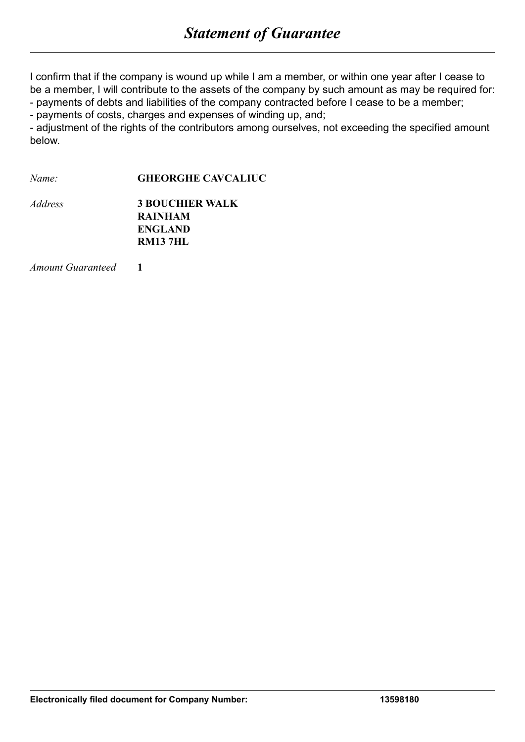# *Statement of Guarantee*

I confirm that if the company is wound up while I am a member, or within one year after I cease to be a member, I will contribute to the assets of the company by such amount as may be required for:

- payments of debts and liabilities of the company contracted before I cease to be a member;
- payments of costs, charges and expenses of winding up, and;
- adjustment of the rights of the contributors among ourselves, not exceeding the specified amount below.

*Name:* **GHEORGHE CAVCALIUC**

*Address* **3 BOUCHIER WALK**
**RAINHAM**
**ENGLAND**
**RM13 7HL**

*Amount Guaranteed* **1**

**Electronically filed document for Company Number: 13598180**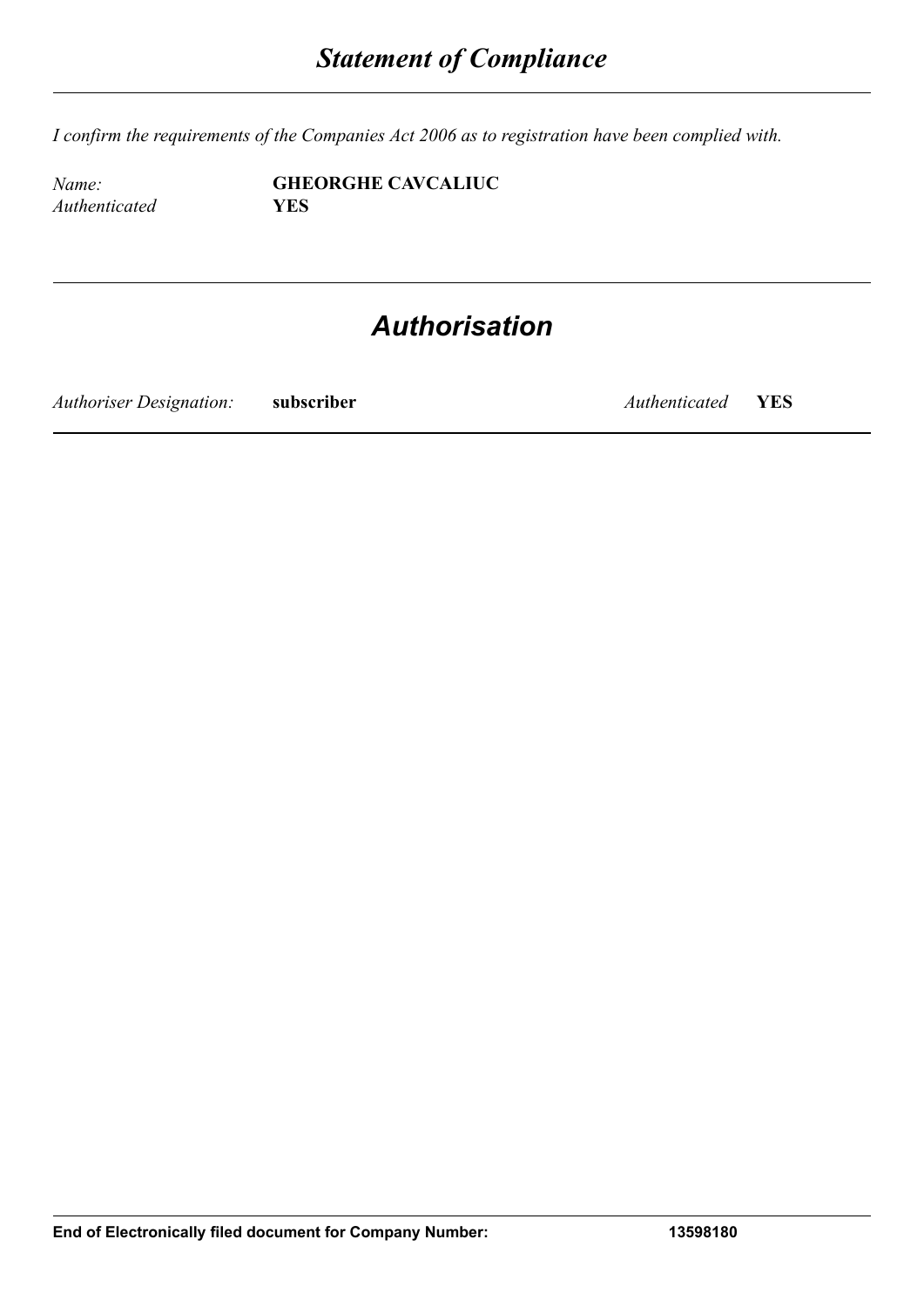# *Statement of Compliance*

*I confirm the requirements of the Companies Act 2006 as to registration have been complied with.*

| | |
|---|---|
| *Name:* | **GHEORGHE CAVCALIUC** |
| *Authenticated* | **YES** |

# *Authorisation*

| | | | |
|---|---|---|---|
| *Authoriser Designation:* | **subscriber** | *Authenticated* | **YES** |

**End of Electronically filed document for Company Number: 13598180**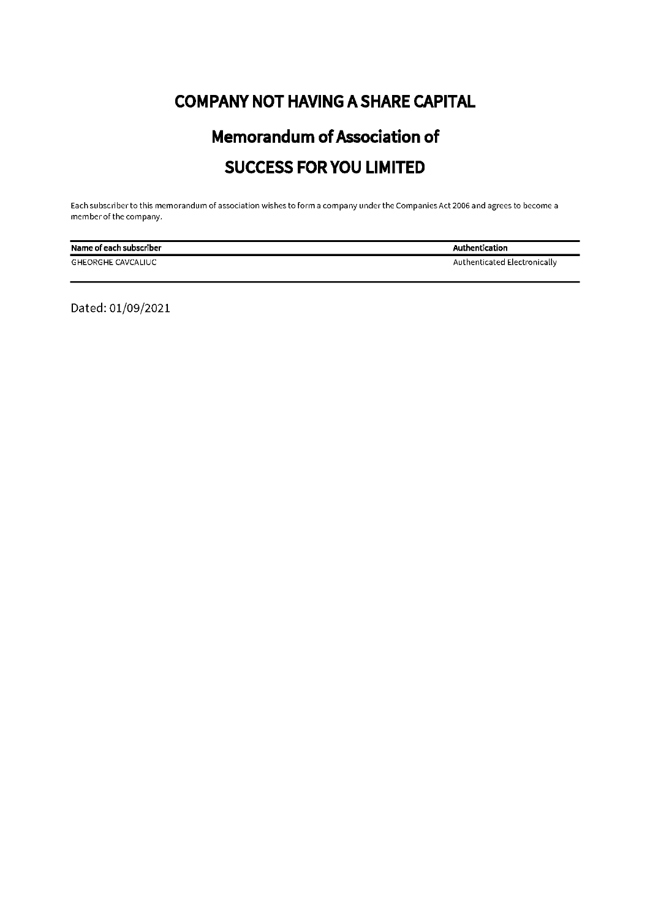# COMPANY NOT HAVING A SHARE CAPITAL

## Memorandum of Association of

## SUCCESS FOR YOU LIMITED

Each subscriber to this memorandum of association wishes to form a company under the Companies Act 2006 and agrees to become a member of the company.

| Name of each subscriber | Authentication |
|---|---|
| GHEORGHE CAVCALIUC | Authenticated Electronically |

Dated: 01/09/2021